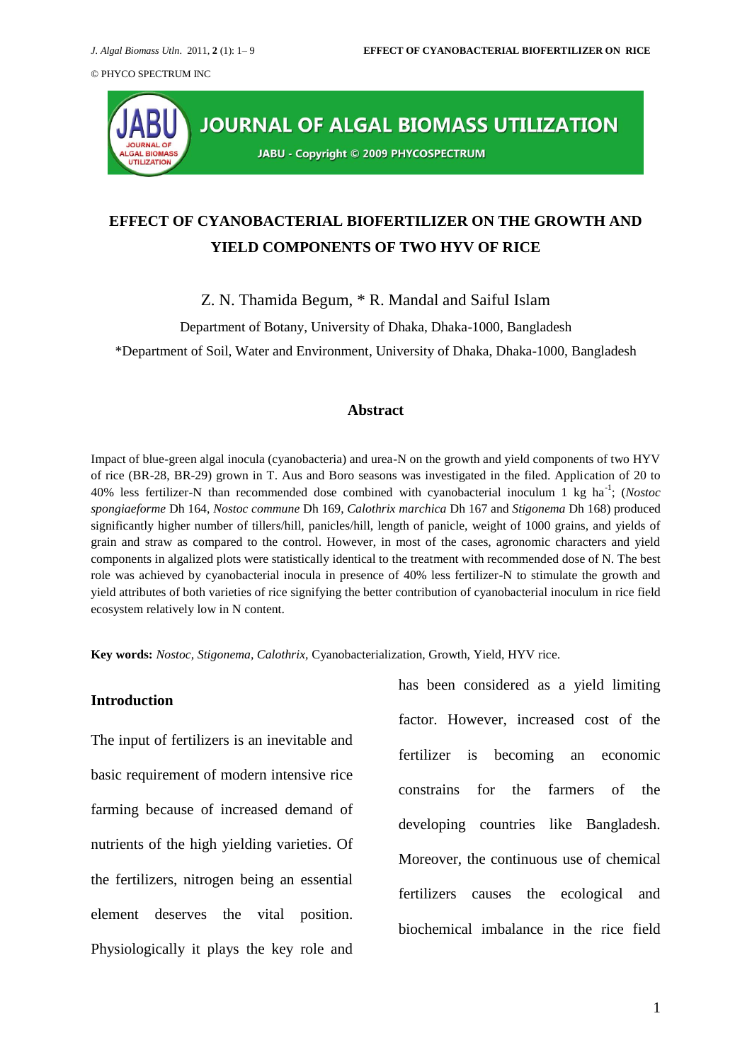# EFFECT OF CYANOBACTERIAL BIOFERTILIZER ON THE GROWTH AND YIELD COMPONENTS OF TWO HYV OF RICE

Z. N. Thamida Begum, * R. Mandal and Saiful Islam

Department of Botany, University of Dhaka, Dhaka-1000, Bangladesh

*Department of Soil, Water and Environment, University of Dhaka, Dhaka-1000, Bangladesh

## Abstract

Impact of blue-green algal inocula (cyanobacteria) and urea-N on the growth and yield components of two HYV of rice (BR-28, BR-29) grown in T. Aus and Boro seasons was investigated in the filed. Application of 20 to 40% less fertilizer-N than recommended dose combined with cyanobacterial inoculum 1 kg $ha^{-1}$; (*Nostoc spongiaeforme* Dh 164, *Nostoc commune* Dh 169, *Calothrix marchica* Dh 167 and *Stigonema* Dh 168) produced significantly higher number of tillers/hill, panicles/hill, length of panicle, weight of 1000 grains, and yields of grain and straw as compared to the control. However, in most of the cases, agronomic characters and yield components in algalized plots were statistically identical to the treatment with recommended dose of N. The best role was achieved by cyanobacterial inocula in presence of 40% less fertilizer-N to stimulate the growth and yield attributes of both varieties of rice signifying the better contribution of cyanobacterial inoculum in rice field ecosystem relatively low in N content.

**Key words:** *Nostoc, Stigonema, Calothrix,* Cyanobacterialization, Growth, Yield, HYV rice.

## Introduction

The input of fertilizers is an inevitable and basic requirement of modern intensive rice farming because of increased demand of nutrients of the high yielding varieties. Of the fertilizers, nitrogen being an essential element deserves the vital position. Physiologically it plays the key role and has been considered as a yield limiting factor. However, increased cost of the fertilizer is becoming an economic constrains for the farmers of the developing countries like Bangladesh. Moreover, the continuous use of chemical fertilizers causes the ecological and biochemical imbalance in the rice field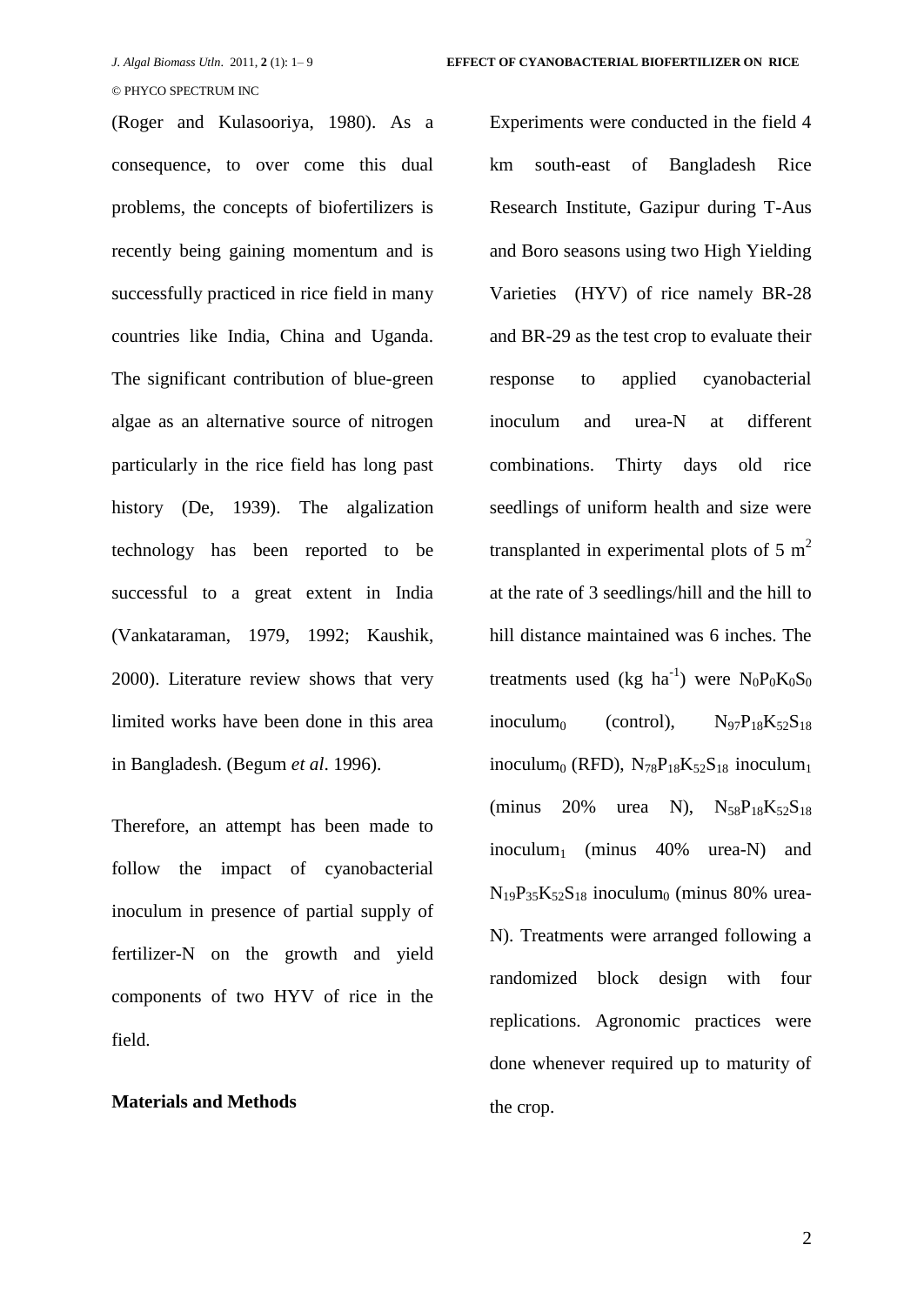(Roger and Kulasooriya, 1980). As a consequence, to over come this dual problems, the concepts of biofertilizers is recently being gaining momentum and is successfully practiced in rice field in many countries like India, China and Uganda. The significant contribution of blue-green algae as an alternative source of nitrogen particularly in the rice field has long past history (De, 1939). The algalization technology has been reported to be successful to a great extent in India (Vankataraman, 1979, 1992; Kaushik, 2000). Literature review shows that very limited works have been done in this area in Bangladesh. (Begum *et al*. 1996).

Therefore, an attempt has been made to follow the impact of cyanobacterial inoculum in presence of partial supply of fertilizer-N on the growth and yield components of two HYV of rice in the field.

**Materials and Methods**

Experiments were conducted in the field 4 km south-east of Bangladesh Rice Research Institute, Gazipur during T-Aus and Boro seasons using two High Yielding Varieties (HYV) of rice namely BR-28 and BR-29 as the test crop to evaluate their response to applied cyanobacterial inoculum and urea-N at different combinations. Thirty days old rice seedlings of uniform health and size were transplanted in experimental plots of 5 $m^2$ at the rate of 3 seedlings/hill and the hill to hill distance maintained was 6 inches. The treatments used (kg $ha^{-1}$) were $N_0P_0K_0S_0$ $inoculum_0$ (control), $N_{97}P_{18}K_{52}S_{18}$ $inoculum_0$ (RFD), $N_{78}P_{18}K_{52}S_{18}$ $inoculum_1$ (minus 20% urea N), $N_{58}P_{18}K_{52}S_{18}$ $inoculum_1$ (minus 40% urea-N) and $N_{19}P_{35}K_{52}S_{18}$ $inoculum_0$ (minus 80% urea-N). Treatments were arranged following a randomized block design with four replications. Agronomic practices were done whenever required up to maturity of the crop.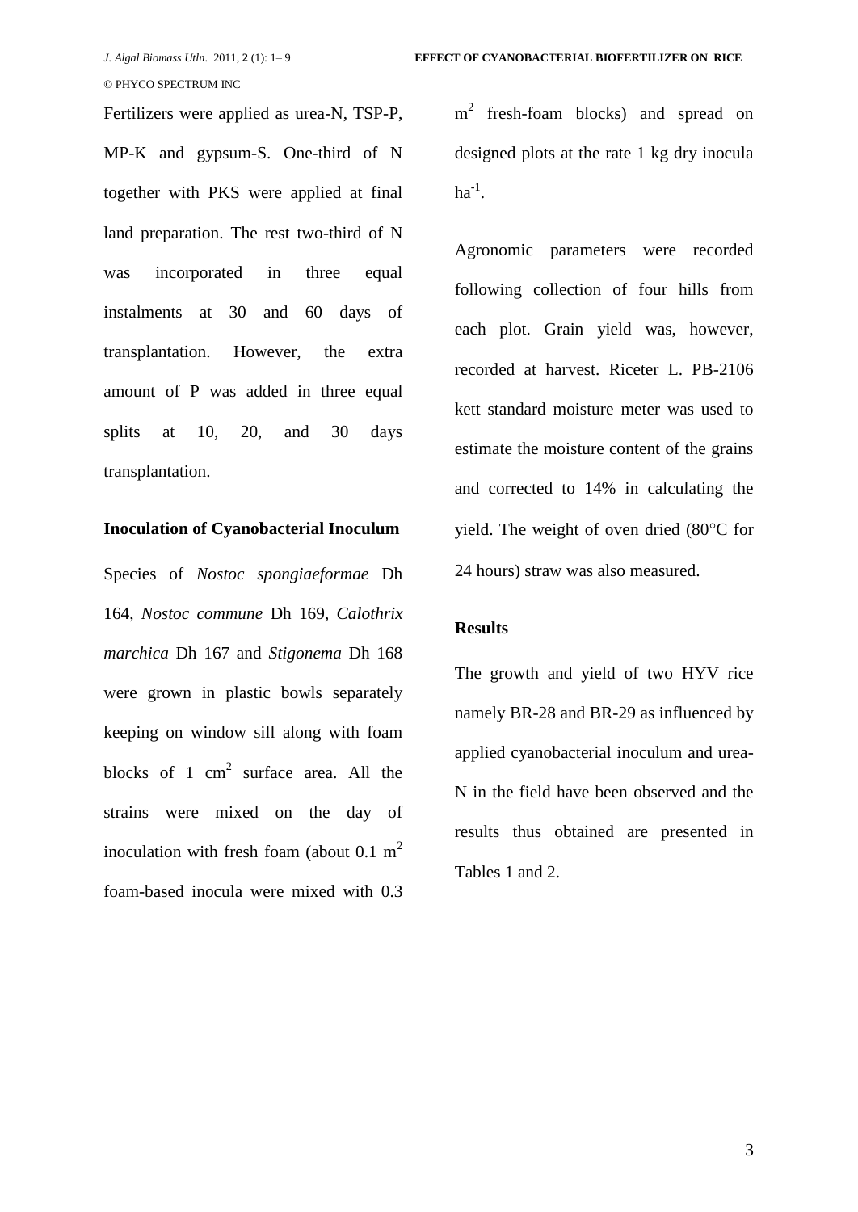Fertilizers were applied as urea-N, TSP-P, MP-K and gypsum-S. One-third of N together with PKS were applied at final land preparation. The rest two-third of N was incorporated in three equal instalments at 30 and 60 days of transplantation. However, the extra amount of P was added in three equal splits at 10, 20, and 30 days transplantation.

**Inoculation of Cyanobacterial Inoculum**

Species of *Nostoc spongiaeformae* Dh 164, *Nostoc commune* Dh 169, *Calothrix marchica* Dh 167 and *Stigonema* Dh 168 were grown in plastic bowls separately keeping on window sill along with foam blocks of 1 $cm^2$ surface area. All the strains were mixed on the day of inoculation with fresh foam (about 0.1 $m^2$ foam-based inocula were mixed with 0.3 $m^2$ fresh-foam blocks) and spread on designed plots at the rate 1 kg dry inocula $ha^{-1}$.

Agronomic parameters were recorded following collection of four hills from each plot. Grain yield was, however, recorded at harvest. Riceter L. PB-2106 kett standard moisture meter was used to estimate the moisture content of the grains and corrected to 14% in calculating the yield. The weight of oven dried (80°C for 24 hours) straw was also measured.

**Results**

The growth and yield of two HYV rice namely BR-28 and BR-29 as influenced by applied cyanobacterial inoculum and urea-N in the field have been observed and the results thus obtained are presented in Tables 1 and 2.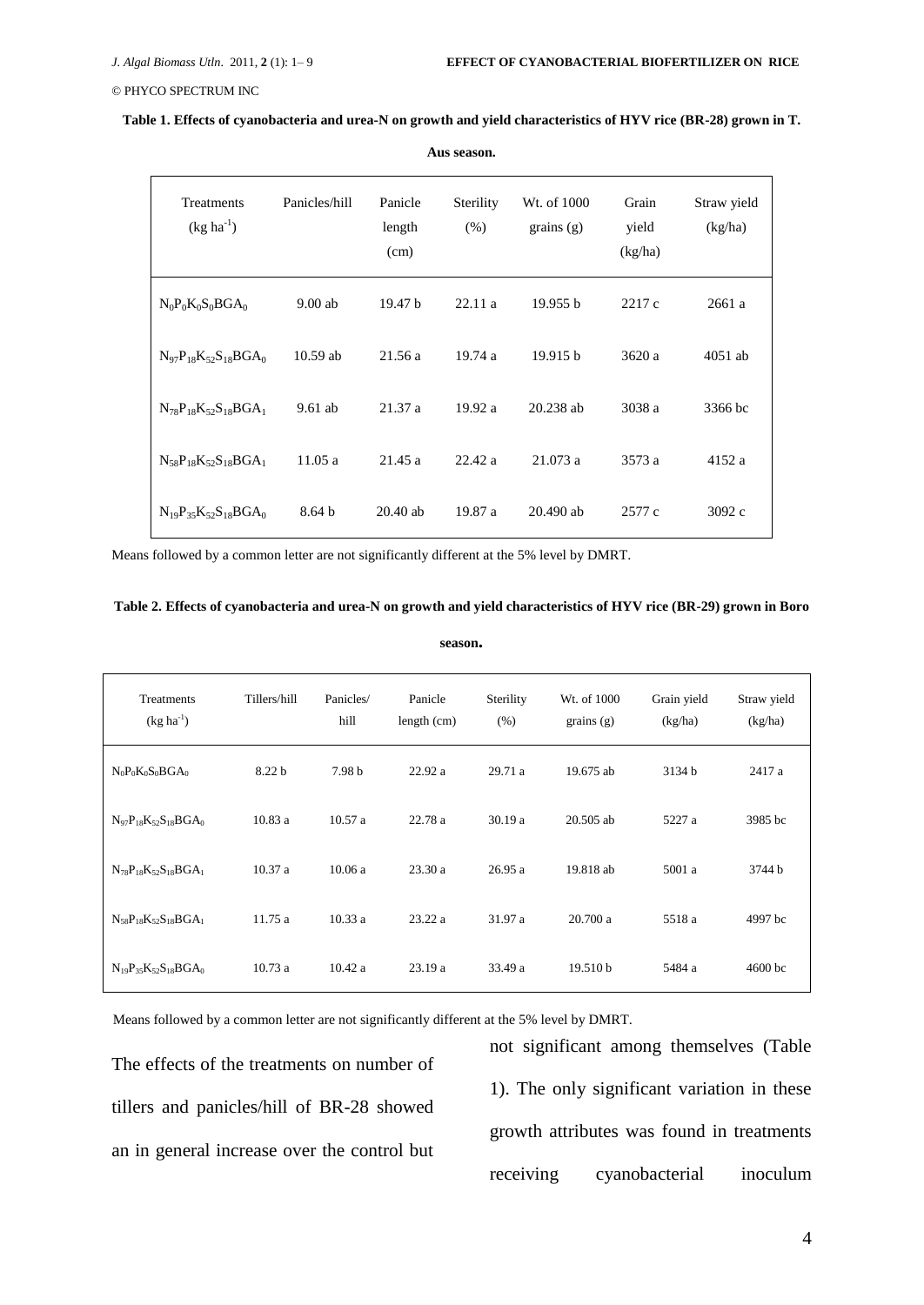**Table 1. Effects of cyanobacteria and urea-N on growth and yield characteristics of HYV rice (BR-28) grown in T. Aus season.**

| Treatments ($kg\ ha^{-1}$) | Panicles/hill | Panicle length (cm) | Sterility (%) | Wt. of 1000 grains (g) | Grain yield (kg/ha) | Straw yield (kg/ha) |
|---|---|---|---|---|---|---|
| $N_0P_0K_0S_0BGA_0$ | 9.00 ab | 19.47 b | 22.11 a | 19.955 b | 2217 c | 2661 a |
| $N_{97}P_{18}K_{52}S_{18}BGA_0$ | 10.59 ab | 21.56 a | 19.74 a | 19.915 b | 3620 a | 4051 ab |
| $N_{78}P_{18}K_{52}S_{18}BGA_1$ | 9.61 ab | 21.37 a | 19.92 a | 20.238 ab | 3038 a | 3366 bc |
| $N_{58}P_{18}K_{52}S_{18}BGA_1$ | 11.05 a | 21.45 a | 22.42 a | 21.073 a | 3573 a | 4152 a |
| $N_{19}P_{35}K_{52}S_{18}BGA_0$ | 8.64 b | 20.40 ab | 19.87 a | 20.490 ab | 2577 c | 3092 c |

Means followed by a common letter are not significantly different at the 5% level by DMRT.

**Table 2. Effects of cyanobacteria and urea-N on growth and yield characteristics of HYV rice (BR-29) grown in Boro season.**

| Treatments ($kg\ ha^{-1}$) | Tillers/hill | Panicles/ hill | Panicle length (cm) | Sterility (%) | Wt. of 1000 grains (g) | Grain yield (kg/ha) | Straw yield (kg/ha) |
|---|---|---|---|---|---|---|---|
| $N_0P_0K_0S_0BGA_0$ | 8.22 b | 7.98 b | 22.92 a | 29.71 a | 19.675 ab | 3134 b | 2417 a |
| $N_{97}P_{18}K_{52}S_{18}BGA_0$ | 10.83 a | 10.57 a | 22.78 a | 30.19 a | 20.505 ab | 5227 a | 3985 bc |
| $N_{78}P_{18}K_{52}S_{18}BGA_1$ | 10.37 a | 10.06 a | 23.30 a | 26.95 a | 19.818 ab | 5001 a | 3744 b |
| $N_{58}P_{18}K_{52}S_{18}BGA_1$ | 11.75 a | 10.33 a | 23.22 a | 31.97 a | 20.700 a | 5518 a | 4997 bc |
| $N_{19}P_{35}K_{52}S_{18}BGA_0$ | 10.73 a | 10.42 a | 23.19 a | 33.49 a | 19.510 b | 5484 a | 4600 bc |

Means followed by a common letter are not significantly different at the 5% level by DMRT.

The effects of the treatments on number of tillers and panicles/hill of BR-28 showed an in general increase over the control but not significant among themselves (Table 1). The only significant variation in these growth attributes was found in treatments receiving cyanobacterial inoculum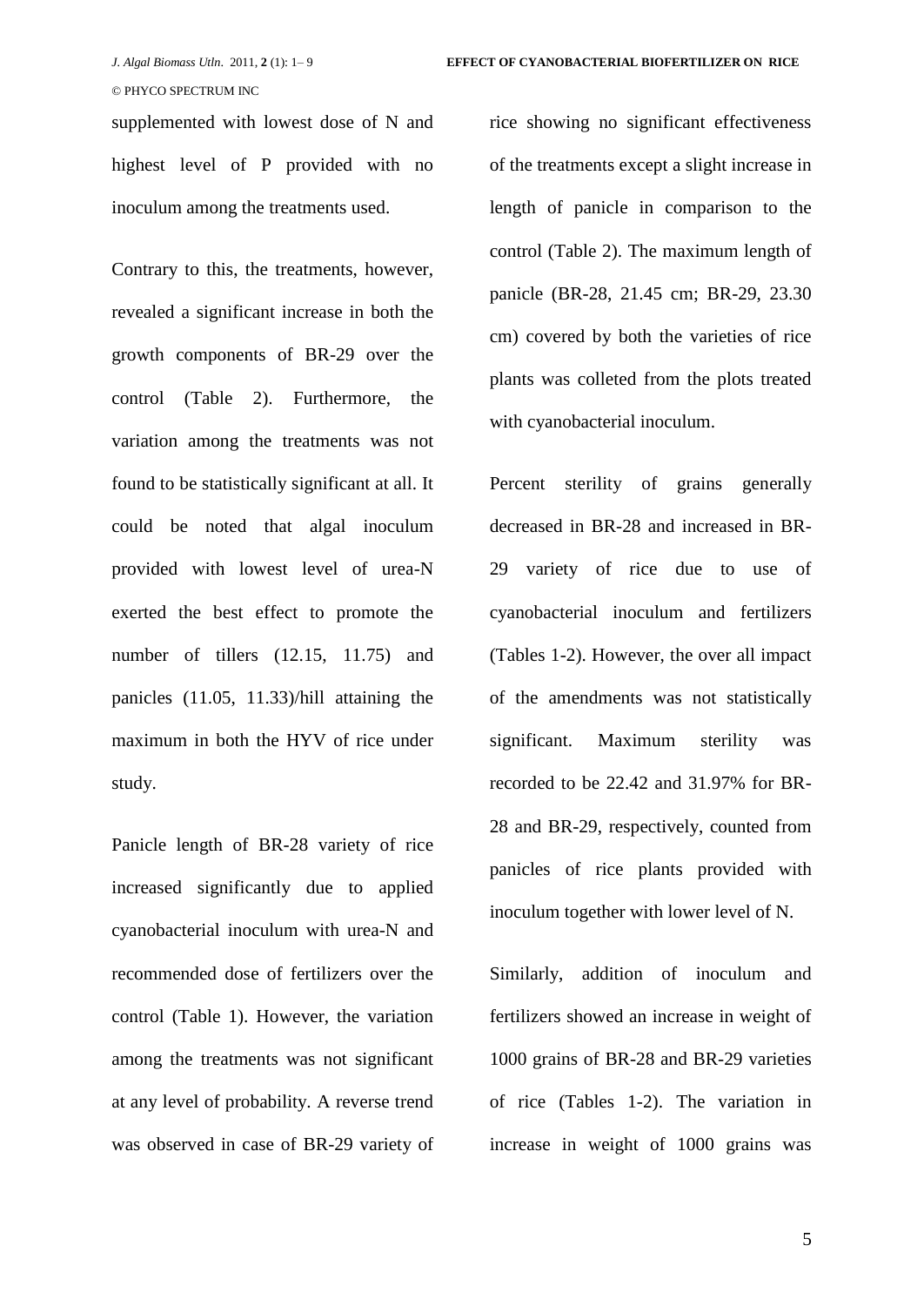supplemented with lowest dose of N and highest level of P provided with no inoculum among the treatments used.

Contrary to this, the treatments, however, revealed a significant increase in both the growth components of BR-29 over the control (Table 2). Furthermore, the variation among the treatments was not found to be statistically significant at all. It could be noted that algal inoculum provided with lowest level of urea-N exerted the best effect to promote the number of tillers (12.15, 11.75) and panicles (11.05, 11.33)/hill attaining the maximum in both the HYV of rice under study.

Panicle length of BR-28 variety of rice increased significantly due to applied cyanobacterial inoculum with urea-N and recommended dose of fertilizers over the control (Table 1). However, the variation among the treatments was not significant at any level of probability. A reverse trend was observed in case of BR-29 variety of rice showing no significant effectiveness of the treatments except a slight increase in length of panicle in comparison to the control (Table 2). The maximum length of panicle (BR-28, 21.45 cm; BR-29, 23.30 cm) covered by both the varieties of rice plants was colleted from the plots treated with cyanobacterial inoculum.

Percent sterility of grains generally decreased in BR-28 and increased in BR-29 variety of rice due to use of cyanobacterial inoculum and fertilizers (Tables 1-2). However, the over all impact of the amendments was not statistically significant. Maximum sterility was recorded to be 22.42 and 31.97% for BR-28 and BR-29, respectively, counted from panicles of rice plants provided with inoculum together with lower level of N.

Similarly, addition of inoculum and fertilizers showed an increase in weight of 1000 grains of BR-28 and BR-29 varieties of rice (Tables 1-2). The variation in increase in weight of 1000 grains was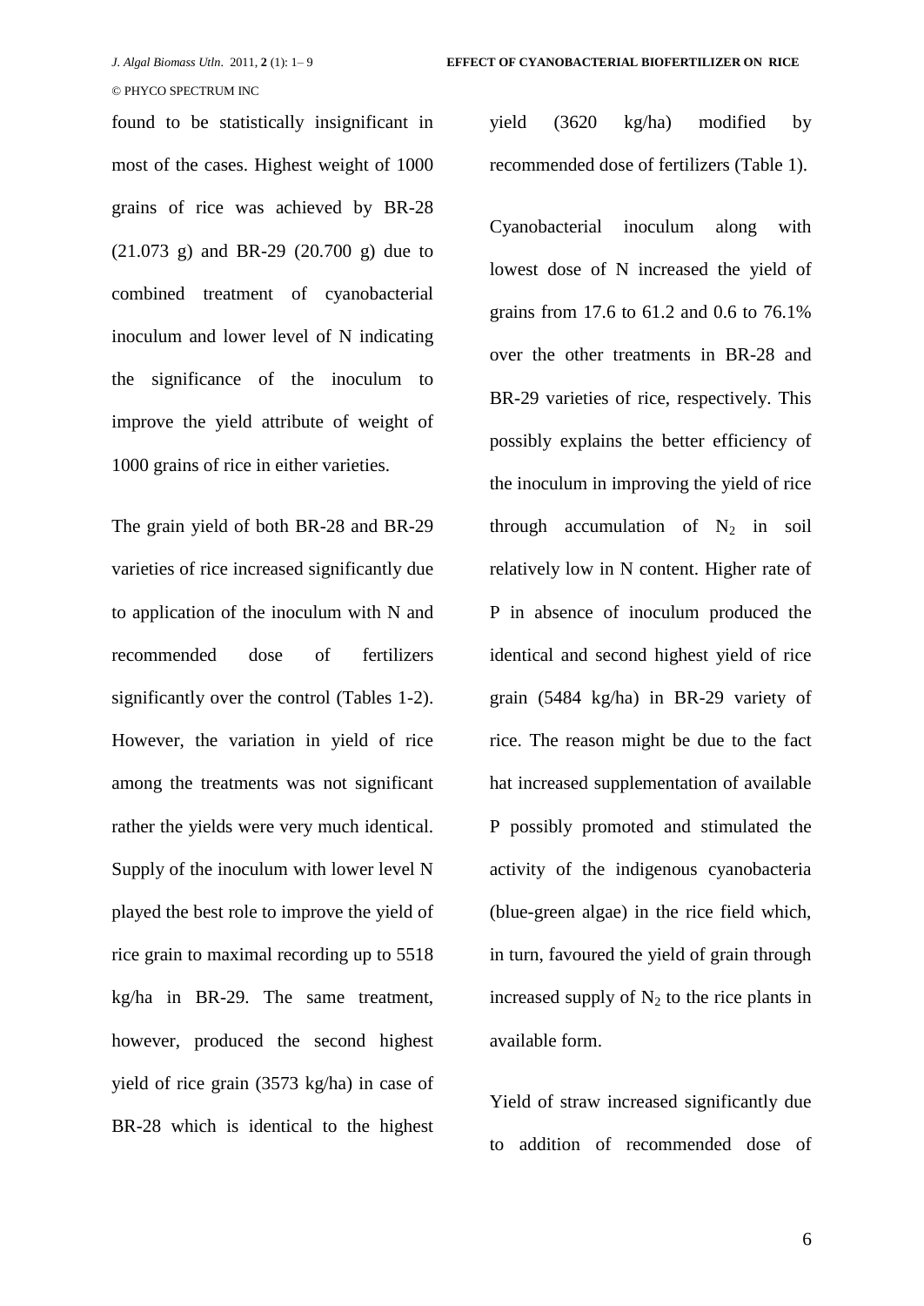found to be statistically insignificant in most of the cases. Highest weight of 1000 grains of rice was achieved by BR-28 (21.073 g) and BR-29 (20.700 g) due to combined treatment of cyanobacterial inoculum and lower level of N indicating the significance of the inoculum to improve the yield attribute of weight of 1000 grains of rice in either varieties.

The grain yield of both BR-28 and BR-29 varieties of rice increased significantly due to application of the inoculum with N and recommended dose of fertilizers significantly over the control (Tables 1-2). However, the variation in yield of rice among the treatments was not significant rather the yields were very much identical. Supply of the inoculum with lower level N played the best role to improve the yield of rice grain to maximal recording up to 5518 kg/ha in BR-29. The same treatment, however, produced the second highest yield of rice grain (3573 kg/ha) in case of BR-28 which is identical to the highest yield (3620 kg/ha) modified by recommended dose of fertilizers (Table 1).

Cyanobacterial inoculum along with lowest dose of N increased the yield of grains from 17.6 to 61.2 and 0.6 to 76.1% over the other treatments in BR-28 and BR-29 varieties of rice, respectively. This possibly explains the better efficiency of the inoculum in improving the yield of rice through accumulation of $N_2$ in soil relatively low in N content. Higher rate of P in absence of inoculum produced the identical and second highest yield of rice grain (5484 kg/ha) in BR-29 variety of rice. The reason might be due to the fact hat increased supplementation of available P possibly promoted and stimulated the activity of the indigenous cyanobacteria (blue-green algae) in the rice field which, in turn, favoured the yield of grain through increased supply of $N_2$ to the rice plants in available form.

Yield of straw increased significantly due to addition of recommended dose of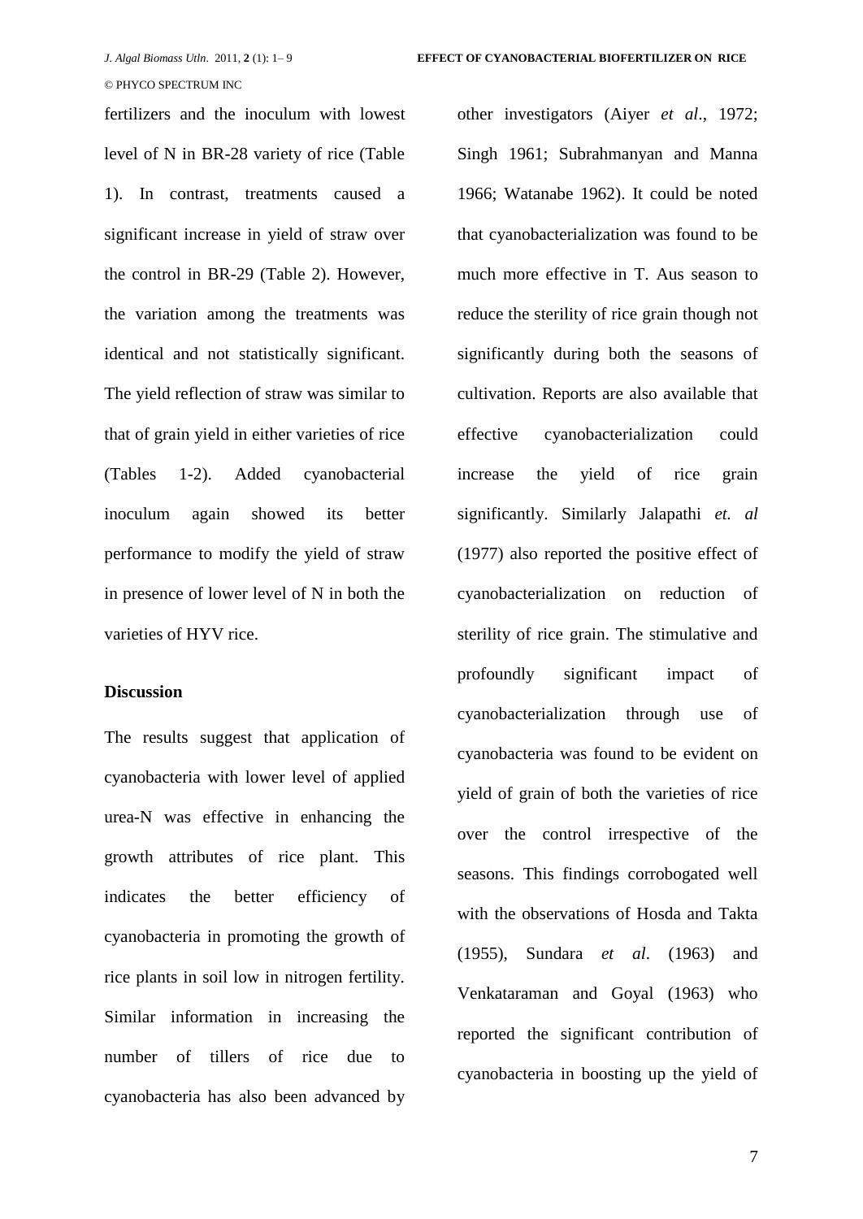fertilizers and the inoculum with lowest level of N in BR-28 variety of rice (Table 1). In contrast, treatments caused a significant increase in yield of straw over the control in BR-29 (Table 2). However, the variation among the treatments was identical and not statistically significant. The yield reflection of straw was similar to that of grain yield in either varieties of rice (Tables 1-2). Added cyanobacterial inoculum again showed its better performance to modify the yield of straw in presence of lower level of N in both the varieties of HYV rice.

## Discussion

The results suggest that application of cyanobacteria with lower level of applied urea-N was effective in enhancing the growth attributes of rice plant. This indicates the better efficiency of cyanobacteria in promoting the growth of rice plants in soil low in nitrogen fertility. Similar information in increasing the number of tillers of rice due to cyanobacteria has also been advanced by other investigators (Aiyer *et al*., 1972; Singh 1961; Subrahmanyan and Manna 1966; Watanabe 1962). It could be noted that cyanobacterialization was found to be much more effective in T. Aus season to reduce the sterility of rice grain though not significantly during both the seasons of cultivation. Reports are also available that effective cyanobacterialization could increase the yield of rice grain significantly. Similarly Jalapathi *et. al* (1977) also reported the positive effect of cyanobacterialization on reduction of sterility of rice grain. The stimulative and profoundly significant impact of cyanobacterialization through use of cyanobacteria was found to be evident on yield of grain of both the varieties of rice over the control irrespective of the seasons. This findings corrobogated well with the observations of Hosda and Takta (1955), Sundara *et al*. (1963) and Venkataraman and Goyal (1963) who reported the significant contribution of cyanobacteria in boosting up the yield of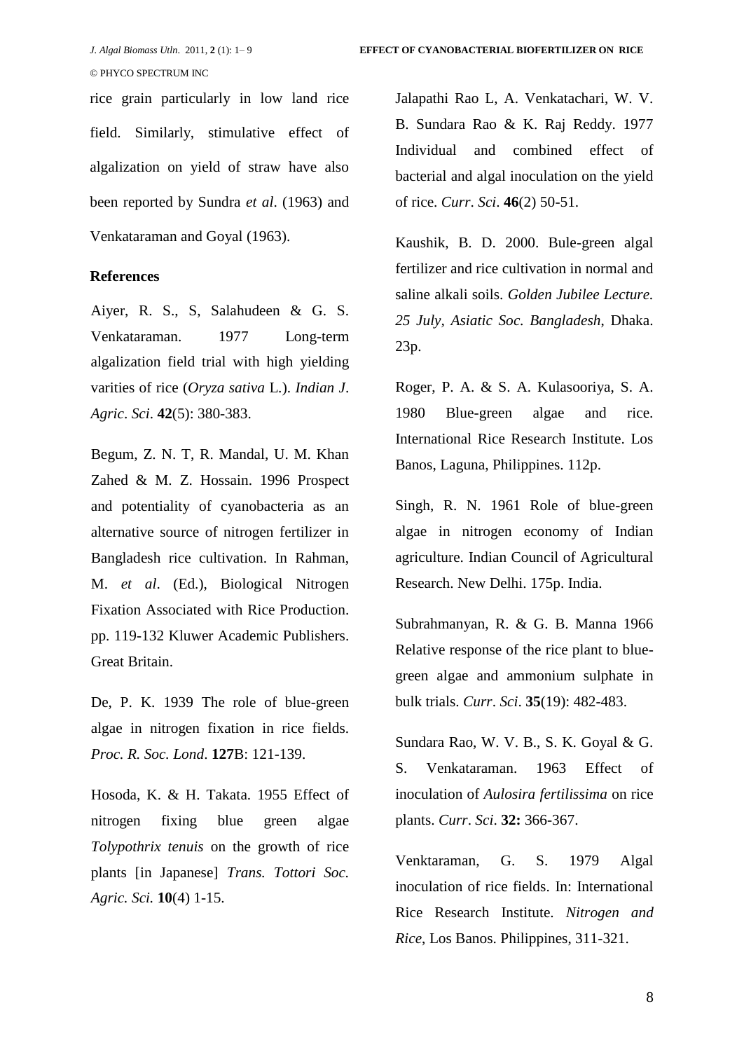rice grain particularly in low land rice field. Similarly, stimulative effect of algalization on yield of straw have also been reported by Sundra *et al*. (1963) and Venkataraman and Goyal (1963).

## References

Aiyer, R. S., S, Salahudeen & G. S. Venkataraman. 1977 Long-term algalization field trial with high yielding varities of rice (*Oryza sativa* L.). *Indian J. Agric. Sci*. **42**(5): 380-383.

Begum, Z. N. T, R. Mandal, U. M. Khan Zahed & M. Z. Hossain. 1996 Prospect and potentiality of cyanobacteria as an alternative source of nitrogen fertilizer in Bangladesh rice cultivation. In Rahman, M. *et al*. (Ed.), Biological Nitrogen Fixation Associated with Rice Production. pp. 119-132 Kluwer Academic Publishers. Great Britain.

De, P. K. 1939 The role of blue-green algae in nitrogen fixation in rice fields. *Proc. R. Soc. Lond*. **127**B: 121-139.

Hosoda, K. & H. Takata. 1955 Effect of nitrogen fixing blue green algae *Tolypothrix tenuis* on the growth of rice plants [in Japanese] *Trans. Tottori Soc. Agric. Sci.* **10**(4) 1-15.

Jalapathi Rao L, A. Venkatachari, W. V. B. Sundara Rao & K. Raj Reddy. 1977 Individual and combined effect of bacterial and algal inoculation on the yield of rice. *Curr. Sci*. **46**(2) 50-51.

Kaushik, B. D. 2000. Bule-green algal fertilizer and rice cultivation in normal and saline alkali soils. *Golden Jubilee Lecture. 25 July, Asiatic Soc. Bangladesh*, Dhaka. 23p.

Roger, P. A. & S. A. Kulasooriya, S. A. 1980 Blue-green algae and rice. International Rice Research Institute. Los Banos, Laguna, Philippines. 112p.

Singh, R. N. 1961 Role of blue-green algae in nitrogen economy of Indian agriculture. Indian Council of Agricultural Research. New Delhi. 175p. India.

Subrahmanyan, R. & G. B. Manna 1966 Relative response of the rice plant to blue-green algae and ammonium sulphate in bulk trials. *Curr. Sci*. **35**(19): 482-483.

Sundara Rao, W. V. B., S. K. Goyal & G. S. Venkataraman. 1963 Effect of inoculation of *Aulosira fertilissima* on rice plants. *Curr. Sci*. **32:** 366-367.

Venktaraman, G. S. 1979 Algal inoculation of rice fields. In: International Rice Research Institute. *Nitrogen and Rice*, Los Banos. Philippines, 311-321.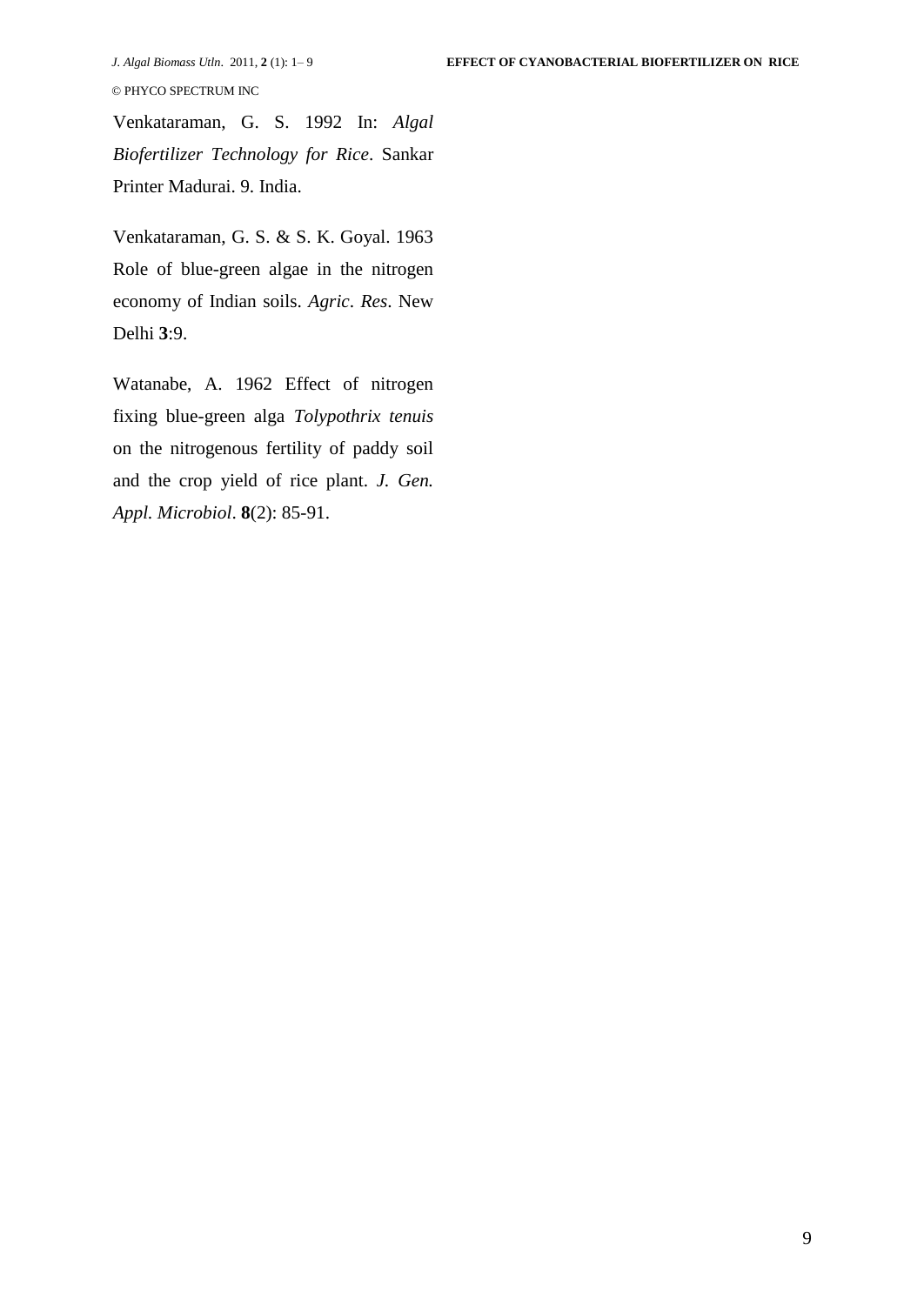Venkataraman, G. S. 1992 In: *Algal Biofertilizer Technology for Rice*. Sankar Printer Madurai. 9. India.

Venkataraman, G. S. & S. K. Goyal. 1963 Role of blue-green algae in the nitrogen economy of Indian soils. *Agric. Res*. New Delhi **3**:9.

Watanabe, A. 1962 Effect of nitrogen fixing blue-green alga *Tolypothrix tenuis* on the nitrogenous fertility of paddy soil and the crop yield of rice plant. *J. Gen. Appl. Microbiol*. **8**(2): 85-91.